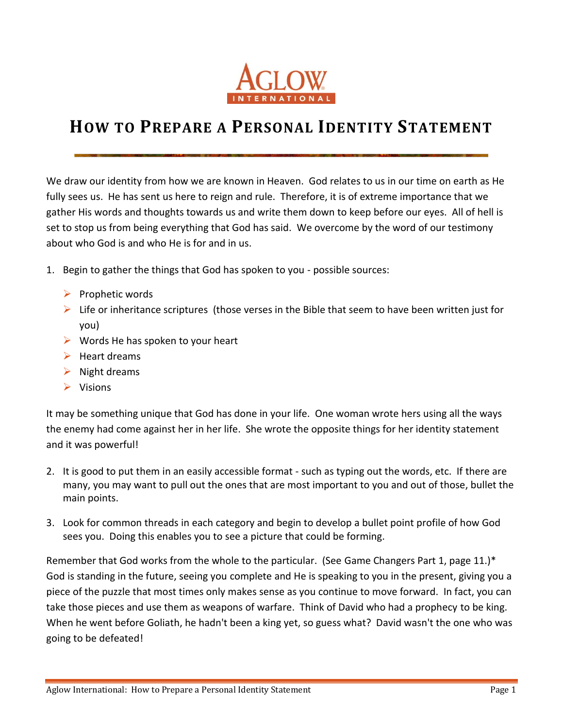AGLOW INTERNATIONAL

# How to Prepare a Personal Identity Statement

We draw our identity from how we are known in Heaven. God relates to us in our time on earth as He fully sees us. He has sent us here to reign and rule. Therefore, it is of extreme importance that we gather His words and thoughts towards us and write them down to keep before our eyes. All of hell is set to stop us from being everything that God has said. We overcome by the word of our testimony about who God is and who He is for and in us.

1. Begin to gather the things that God has spoken to you - possible sources:

   - Prophetic words
   - Life or inheritance scriptures (those verses in the Bible that seem to have been written just for you)
   - Words He has spoken to your heart
   - Heart dreams
   - Night dreams
   - Visions

It may be something unique that God has done in your life. One woman wrote hers using all the ways the enemy had come against her in her life. She wrote the opposite things for her identity statement and it was powerful!

2. It is good to put them in an easily accessible format - such as typing out the words, etc. If there are many, you may want to pull out the ones that are most important to you and out of those, bullet the main points.

3. Look for common threads in each category and begin to develop a bullet point profile of how God sees you. Doing this enables you to see a picture that could be forming.

Remember that God works from the whole to the particular. (See Game Changers Part 1, page 11.)* God is standing in the future, seeing you complete and He is speaking to you in the present, giving you a piece of the puzzle that most times only makes sense as you continue to move forward. In fact, you can take those pieces and use them as weapons of warfare. Think of David who had a prophecy to be king. When he went before Goliath, he hadn't been a king yet, so guess what? David wasn't the one who was going to be defeated!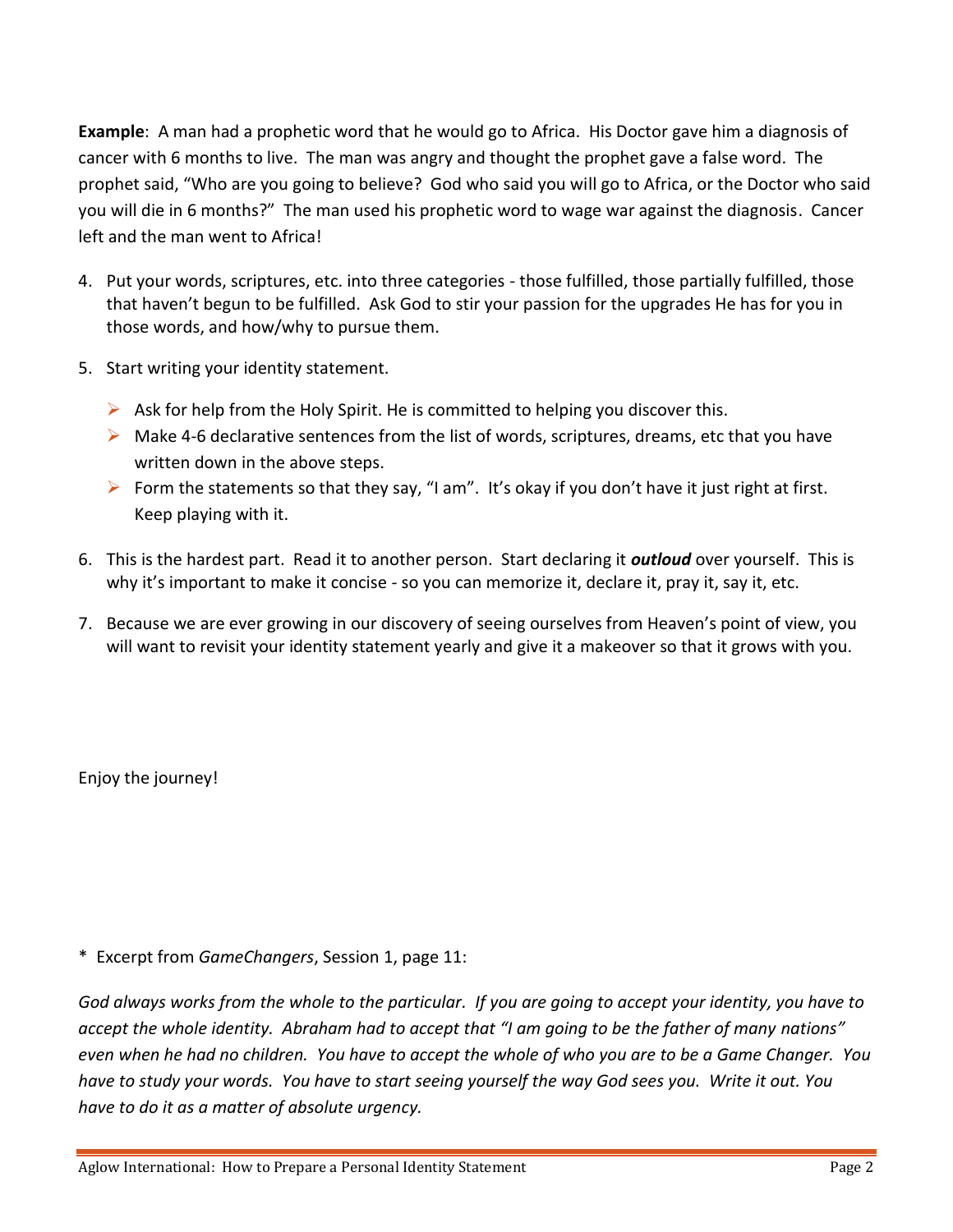**Example**: A man had a prophetic word that he would go to Africa. His Doctor gave him a diagnosis of cancer with 6 months to live. The man was angry and thought the prophet gave a false word. The prophet said, "Who are you going to believe? God who said you will go to Africa, or the Doctor who said you will die in 6 months?" The man used his prophetic word to wage war against the diagnosis. Cancer left and the man went to Africa!

4. Put your words, scriptures, etc. into three categories - those fulfilled, those partially fulfilled, those that haven't begun to be fulfilled. Ask God to stir your passion for the upgrades He has for you in those words, and how/why to pursue them.

5. Start writing your identity statement.
   - Ask for help from the Holy Spirit. He is committed to helping you discover this.
   - Make 4-6 declarative sentences from the list of words, scriptures, dreams, etc that you have written down in the above steps.
   - Form the statements so that they say, "I am". It's okay if you don't have it just right at first. Keep playing with it.

6. This is the hardest part. Read it to another person. Start declaring it ***outloud*** over yourself. This is why it's important to make it concise - so you can memorize it, declare it, pray it, say it, etc.

7. Because we are ever growing in our discovery of seeing ourselves from Heaven's point of view, you will want to revisit your identity statement yearly and give it a makeover so that it grows with you.

Enjoy the journey!

* Excerpt from *GameChangers*, Session 1, page 11:

*God always works from the whole to the particular. If you are going to accept your identity, you have to accept the whole identity. Abraham had to accept that "I am going to be the father of many nations" even when he had no children. You have to accept the whole of who you are to be a Game Changer. You have to study your words. You have to start seeing yourself the way God sees you. Write it out. You have to do it as a matter of absolute urgency.*